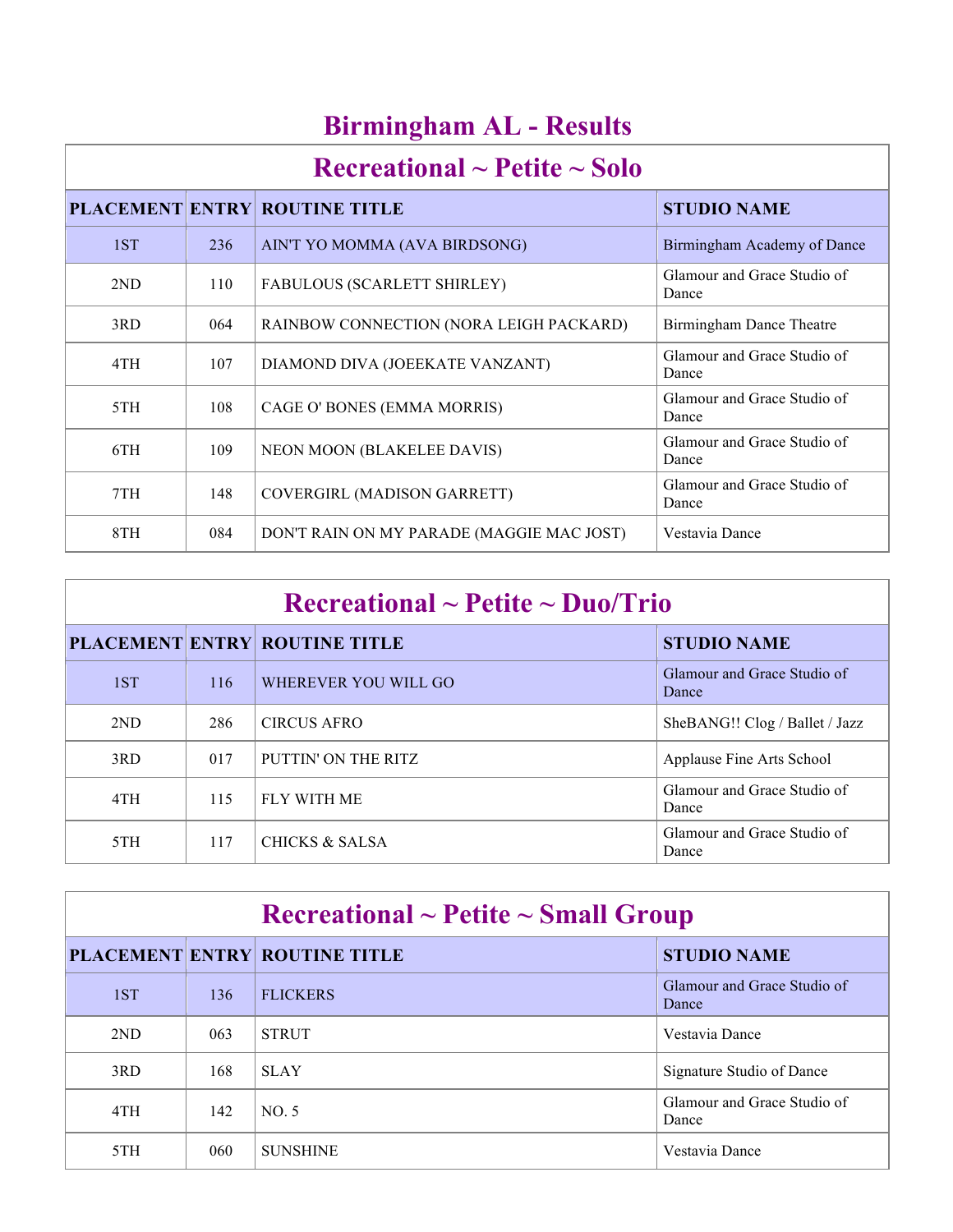# Birmingham AL - Results

## Recreational ~ Petite ~ Solo

| PLACEMENT | ENTRY | ROUTINE TITLE | STUDIO NAME |
|---|---|---|---|
| 1ST | 236 | AIN'T YO MOMMA (AVA BIRDSONG) | Birmingham Academy of Dance |
| 2ND | 110 | FABULOUS (SCARLETT SHIRLEY) | Glamour and Grace Studio of Dance |
| 3RD | 064 | RAINBOW CONNECTION (NORA LEIGH PACKARD) | Birmingham Dance Theatre |
| 4TH | 107 | DIAMOND DIVA (JOEEKATE VANZANT) | Glamour and Grace Studio of Dance |
| 5TH | 108 | CAGE O' BONES (EMMA MORRIS) | Glamour and Grace Studio of Dance |
| 6TH | 109 | NEON MOON (BLAKELEE DAVIS) | Glamour and Grace Studio of Dance |
| 7TH | 148 | COVERGIRL (MADISON GARRETT) | Glamour and Grace Studio of Dance |
| 8TH | 084 | DON'T RAIN ON MY PARADE (MAGGIE MAC JOST) | Vestavia Dance |

## Recreational ~ Petite ~ Duo/Trio

| PLACEMENT | ENTRY | ROUTINE TITLE | STUDIO NAME |
|---|---|---|---|
| 1ST | 116 | WHEREVER YOU WILL GO | Glamour and Grace Studio of Dance |
| 2ND | 286 | CIRCUS AFRO | SheBANG!! Clog / Ballet / Jazz |
| 3RD | 017 | PUTTIN' ON THE RITZ | Applause Fine Arts School |
| 4TH | 115 | FLY WITH ME | Glamour and Grace Studio of Dance |
| 5TH | 117 | CHICKS & SALSA | Glamour and Grace Studio of Dance |

## Recreational ~ Petite ~ Small Group

| PLACEMENT | ENTRY | ROUTINE TITLE | STUDIO NAME |
|---|---|---|---|
| 1ST | 136 | FLICKERS | Glamour and Grace Studio of Dance |
| 2ND | 063 | STRUT | Vestavia Dance |
| 3RD | 168 | SLAY | Signature Studio of Dance |
| 4TH | 142 | NO. 5 | Glamour and Grace Studio of Dance |
| 5TH | 060 | SUNSHINE | Vestavia Dance |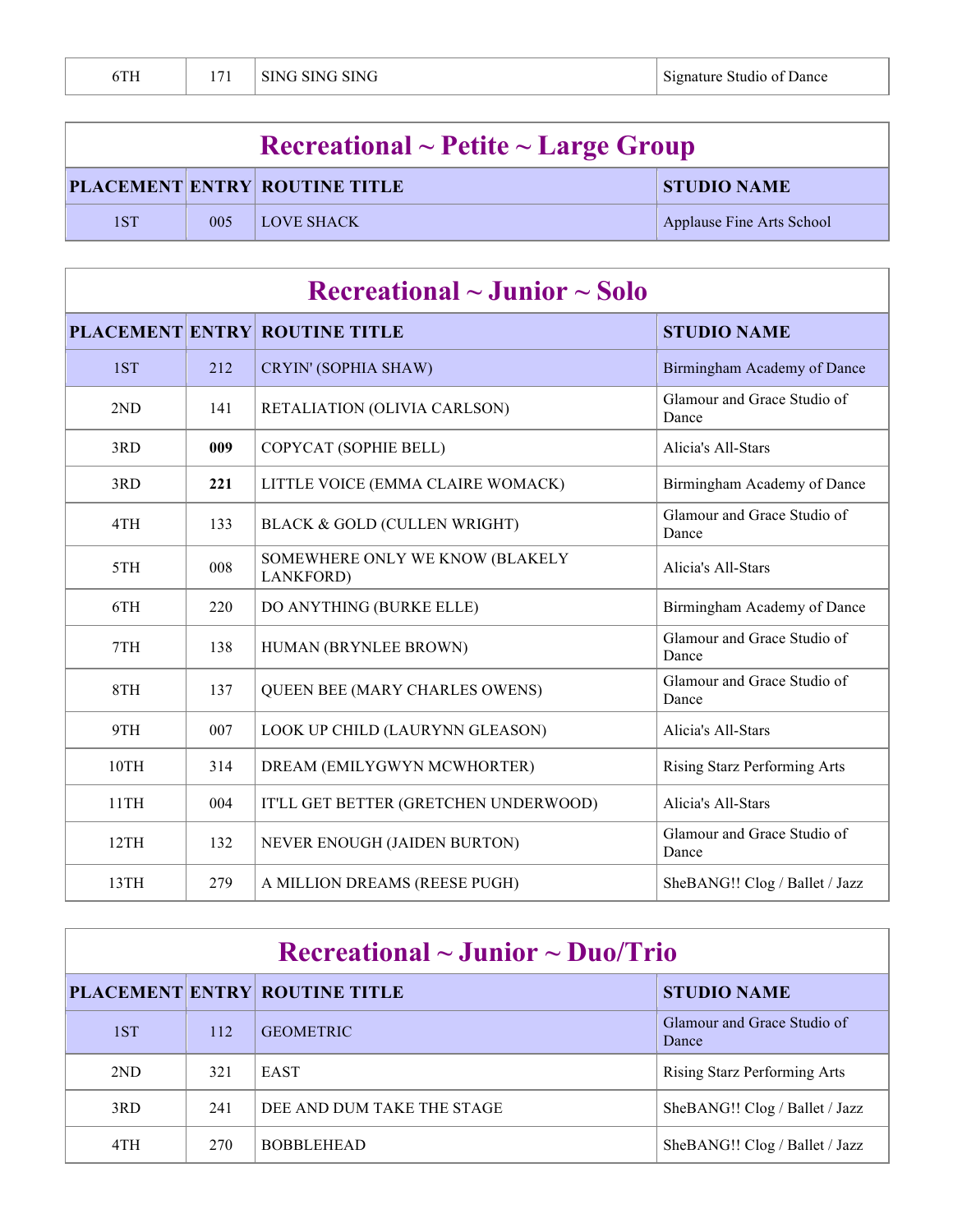| | | | |
|---|---|---|---|
| 6TH | 171 | SING SING SING | Signature Studio of Dance |

## Recreational ~ Petite ~ Large Group

| PLACEMENT | ENTRY | ROUTINE TITLE | STUDIO NAME |
|---|---|---|---|
| 1ST | 005 | LOVE SHACK | Applause Fine Arts School |

## Recreational ~ Junior ~ Solo

| PLACEMENT | ENTRY | ROUTINE TITLE | STUDIO NAME |
|---|---|---|---|
| 1ST | 212 | CRYIN' (SOPHIA SHAW) | Birmingham Academy of Dance |
| 2ND | 141 | RETALIATION (OLIVIA CARLSON) | Glamour and Grace Studio of Dance |
| 3RD | **009** | COPYCAT (SOPHIE BELL) | Alicia's All-Stars |
| 3RD | **221** | LITTLE VOICE (EMMA CLAIRE WOMACK) | Birmingham Academy of Dance |
| 4TH | 133 | BLACK & GOLD (CULLEN WRIGHT) | Glamour and Grace Studio of Dance |
| 5TH | 008 | SOMEWHERE ONLY WE KNOW (BLAKELY LANKFORD) | Alicia's All-Stars |
| 6TH | 220 | DO ANYTHING (BURKE ELLE) | Birmingham Academy of Dance |
| 7TH | 138 | HUMAN (BRYNLEE BROWN) | Glamour and Grace Studio of Dance |
| 8TH | 137 | QUEEN BEE (MARY CHARLES OWENS) | Glamour and Grace Studio of Dance |
| 9TH | 007 | LOOK UP CHILD (LAURYNN GLEASON) | Alicia's All-Stars |
| 10TH | 314 | DREAM (EMILYGWYN MCWHORTER) | Rising Starz Performing Arts |
| 11TH | 004 | IT'LL GET BETTER (GRETCHEN UNDERWOOD) | Alicia's All-Stars |
| 12TH | 132 | NEVER ENOUGH (JAIDEN BURTON) | Glamour and Grace Studio of Dance |
| 13TH | 279 | A MILLION DREAMS (REESE PUGH) | SheBANG!! Clog / Ballet / Jazz |

## Recreational ~ Junior ~ Duo/Trio

| PLACEMENT | ENTRY | ROUTINE TITLE | STUDIO NAME |
|---|---|---|---|
| 1ST | 112 | GEOMETRIC | Glamour and Grace Studio of Dance |
| 2ND | 321 | EAST | Rising Starz Performing Arts |
| 3RD | 241 | DEE AND DUM TAKE THE STAGE | SheBANG!! Clog / Ballet / Jazz |
| 4TH | 270 | BOBBLEHEAD | SheBANG!! Clog / Ballet / Jazz |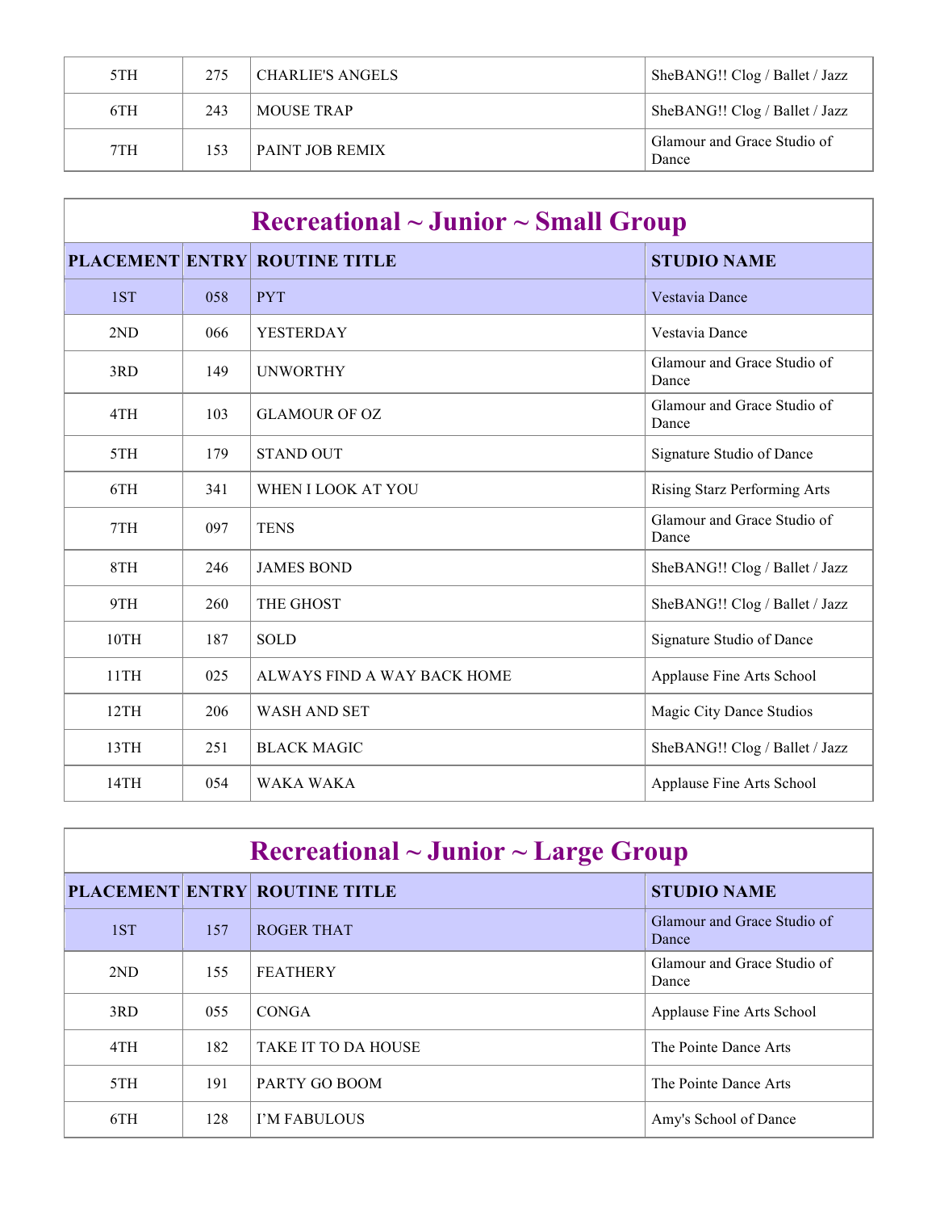| | | | |
|---|---|---|---|
| 5TH | 275 | CHARLIE'S ANGELS | SheBANG!! Clog / Ballet / Jazz |
| 6TH | 243 | MOUSE TRAP | SheBANG!! Clog / Ballet / Jazz |
| 7TH | 153 | PAINT JOB REMIX | Glamour and Grace Studio of Dance |

## Recreational ~ Junior ~ Small Group

| PLACEMENT | ENTRY | ROUTINE TITLE | STUDIO NAME |
|---|---|---|---|
| 1ST | 058 | PYT | Vestavia Dance |
| 2ND | 066 | YESTERDAY | Vestavia Dance |
| 3RD | 149 | UNWORTHY | Glamour and Grace Studio of Dance |
| 4TH | 103 | GLAMOUR OF OZ | Glamour and Grace Studio of Dance |
| 5TH | 179 | STAND OUT | Signature Studio of Dance |
| 6TH | 341 | WHEN I LOOK AT YOU | Rising Starz Performing Arts |
| 7TH | 097 | TENS | Glamour and Grace Studio of Dance |
| 8TH | 246 | JAMES BOND | SheBANG!! Clog / Ballet / Jazz |
| 9TH | 260 | THE GHOST | SheBANG!! Clog / Ballet / Jazz |
| 10TH | 187 | SOLD | Signature Studio of Dance |
| 11TH | 025 | ALWAYS FIND A WAY BACK HOME | Applause Fine Arts School |
| 12TH | 206 | WASH AND SET | Magic City Dance Studios |
| 13TH | 251 | BLACK MAGIC | SheBANG!! Clog / Ballet / Jazz |
| 14TH | 054 | WAKA WAKA | Applause Fine Arts School |

## Recreational ~ Junior ~ Large Group

| PLACEMENT | ENTRY | ROUTINE TITLE | STUDIO NAME |
|---|---|---|---|
| 1ST | 157 | ROGER THAT | Glamour and Grace Studio of Dance |
| 2ND | 155 | FEATHERY | Glamour and Grace Studio of Dance |
| 3RD | 055 | CONGA | Applause Fine Arts School |
| 4TH | 182 | TAKE IT TO DA HOUSE | The Pointe Dance Arts |
| 5TH | 191 | PARTY GO BOOM | The Pointe Dance Arts |
| 6TH | 128 | I'M FABULOUS | Amy's School of Dance |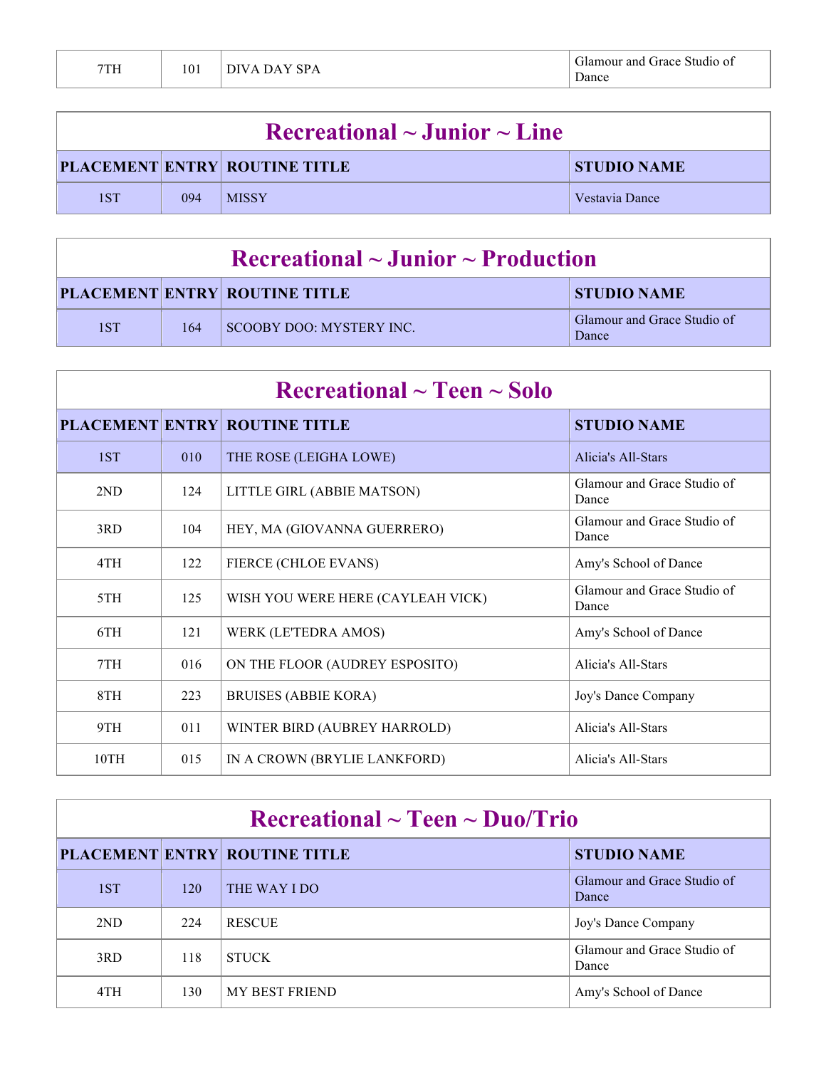| | | | |
|---|---|---|---|
| 7TH | 101 | DIVA DAY SPA | Glamour and Grace Studio of Dance |

## Recreational ~ Junior ~ Line

| PLACEMENT | ENTRY | ROUTINE TITLE | STUDIO NAME |
|---|---|---|---|
| 1ST | 094 | MISSY | Vestavia Dance |

## Recreational ~ Junior ~ Production

| PLACEMENT | ENTRY | ROUTINE TITLE | STUDIO NAME |
|---|---|---|---|
| 1ST | 164 | SCOOBY DOO: MYSTERY INC. | Glamour and Grace Studio of Dance |

## Recreational ~ Teen ~ Solo

| PLACEMENT | ENTRY | ROUTINE TITLE | STUDIO NAME |
|---|---|---|---|
| 1ST | 010 | THE ROSE (LEIGHA LOWE) | Alicia's All-Stars |
| 2ND | 124 | LITTLE GIRL (ABBIE MATSON) | Glamour and Grace Studio of Dance |
| 3RD | 104 | HEY, MA (GIOVANNA GUERRERO) | Glamour and Grace Studio of Dance |
| 4TH | 122 | FIERCE (CHLOE EVANS) | Amy's School of Dance |
| 5TH | 125 | WISH YOU WERE HERE (CAYLEAH VICK) | Glamour and Grace Studio of Dance |
| 6TH | 121 | WERK (LE'TEDRA AMOS) | Amy's School of Dance |
| 7TH | 016 | ON THE FLOOR (AUDREY ESPOSITO) | Alicia's All-Stars |
| 8TH | 223 | BRUISES (ABBIE KORA) | Joy's Dance Company |
| 9TH | 011 | WINTER BIRD (AUBREY HARROLD) | Alicia's All-Stars |
| 10TH | 015 | IN A CROWN (BRYLIE LANKFORD) | Alicia's All-Stars |

## Recreational ~ Teen ~ Duo/Trio

| PLACEMENT | ENTRY | ROUTINE TITLE | STUDIO NAME |
|---|---|---|---|
| 1ST | 120 | THE WAY I DO | Glamour and Grace Studio of Dance |
| 2ND | 224 | RESCUE | Joy's Dance Company |
| 3RD | 118 | STUCK | Glamour and Grace Studio of Dance |
| 4TH | 130 | MY BEST FRIEND | Amy's School of Dance |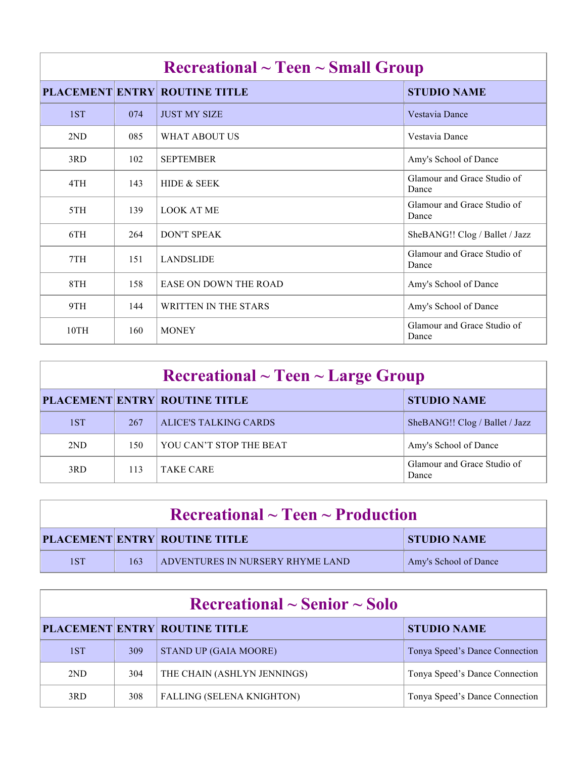## Recreational ~ Teen ~ Small Group

| PLACEMENT | ENTRY | ROUTINE TITLE | STUDIO NAME |
| --- | --- | --- | --- |
| 1ST | 074 | JUST MY SIZE | Vestavia Dance |
| 2ND | 085 | WHAT ABOUT US | Vestavia Dance |
| 3RD | 102 | SEPTEMBER | Amy's School of Dance |
| 4TH | 143 | HIDE & SEEK | Glamour and Grace Studio of Dance |
| 5TH | 139 | LOOK AT ME | Glamour and Grace Studio of Dance |
| 6TH | 264 | DON'T SPEAK | SheBANG!! Clog / Ballet / Jazz |
| 7TH | 151 | LANDSLIDE | Glamour and Grace Studio of Dance |
| 8TH | 158 | EASE ON DOWN THE ROAD | Amy's School of Dance |
| 9TH | 144 | WRITTEN IN THE STARS | Amy's School of Dance |
| 10TH | 160 | MONEY | Glamour and Grace Studio of Dance |

## Recreational ~ Teen ~ Large Group

| PLACEMENT | ENTRY | ROUTINE TITLE | STUDIO NAME |
| --- | --- | --- | --- |
| 1ST | 267 | ALICE'S TALKING CARDS | SheBANG!! Clog / Ballet / Jazz |
| 2ND | 150 | YOU CAN'T STOP THE BEAT | Amy's School of Dance |
| 3RD | 113 | TAKE CARE | Glamour and Grace Studio of Dance |

## Recreational ~ Teen ~ Production

| PLACEMENT | ENTRY | ROUTINE TITLE | STUDIO NAME |
| --- | --- | --- | --- |
| 1ST | 163 | ADVENTURES IN NURSERY RHYME LAND | Amy's School of Dance |

## Recreational ~ Senior ~ Solo

| PLACEMENT | ENTRY | ROUTINE TITLE | STUDIO NAME |
| --- | --- | --- | --- |
| 1ST | 309 | STAND UP (GAIA MOORE) | Tonya Speed's Dance Connection |
| 2ND | 304 | THE CHAIN (ASHLYN JENNINGS) | Tonya Speed's Dance Connection |
| 3RD | 308 | FALLING (SELENA KNIGHTON) | Tonya Speed's Dance Connection |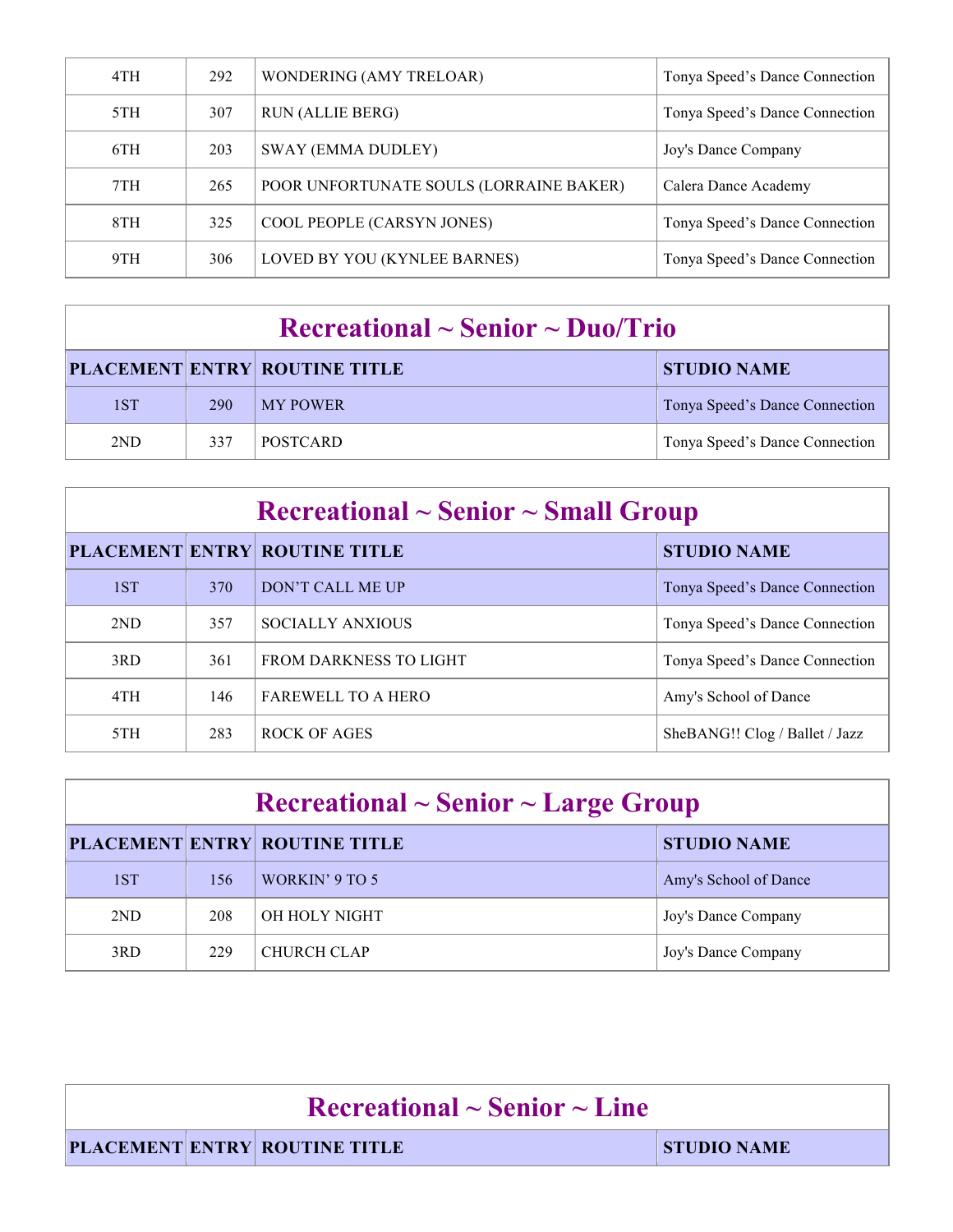| | | | |
|---|---|---|---|
| 4TH | 292 | WONDERING (AMY TRELOAR) | Tonya Speed's Dance Connection |
| 5TH | 307 | RUN (ALLIE BERG) | Tonya Speed's Dance Connection |
| 6TH | 203 | SWAY (EMMA DUDLEY) | Joy's Dance Company |
| 7TH | 265 | POOR UNFORTUNATE SOULS (LORRAINE BAKER) | Calera Dance Academy |
| 8TH | 325 | COOL PEOPLE (CARSYN JONES) | Tonya Speed's Dance Connection |
| 9TH | 306 | LOVED BY YOU (KYNLEE BARNES) | Tonya Speed's Dance Connection |

## Recreational ~ Senior ~ Duo/Trio

| PLACEMENT | ENTRY | ROUTINE TITLE | STUDIO NAME |
|---|---|---|---|
| 1ST | 290 | MY POWER | Tonya Speed's Dance Connection |
| 2ND | 337 | POSTCARD | Tonya Speed's Dance Connection |

## Recreational ~ Senior ~ Small Group

| PLACEMENT | ENTRY | ROUTINE TITLE | STUDIO NAME |
|---|---|---|---|
| 1ST | 370 | DON'T CALL ME UP | Tonya Speed's Dance Connection |
| 2ND | 357 | SOCIALLY ANXIOUS | Tonya Speed's Dance Connection |
| 3RD | 361 | FROM DARKNESS TO LIGHT | Tonya Speed's Dance Connection |
| 4TH | 146 | FAREWELL TO A HERO | Amy's School of Dance |
| 5TH | 283 | ROCK OF AGES | SheBANG!! Clog / Ballet / Jazz |

## Recreational ~ Senior ~ Large Group

| PLACEMENT | ENTRY | ROUTINE TITLE | STUDIO NAME |
|---|---|---|---|
| 1ST | 156 | WORKIN' 9 TO 5 | Amy's School of Dance |
| 2ND | 208 | OH HOLY NIGHT | Joy's Dance Company |
| 3RD | 229 | CHURCH CLAP | Joy's Dance Company |

## Recreational ~ Senior ~ Line

| PLACEMENT | ENTRY | ROUTINE TITLE | STUDIO NAME |
|---|---|---|---|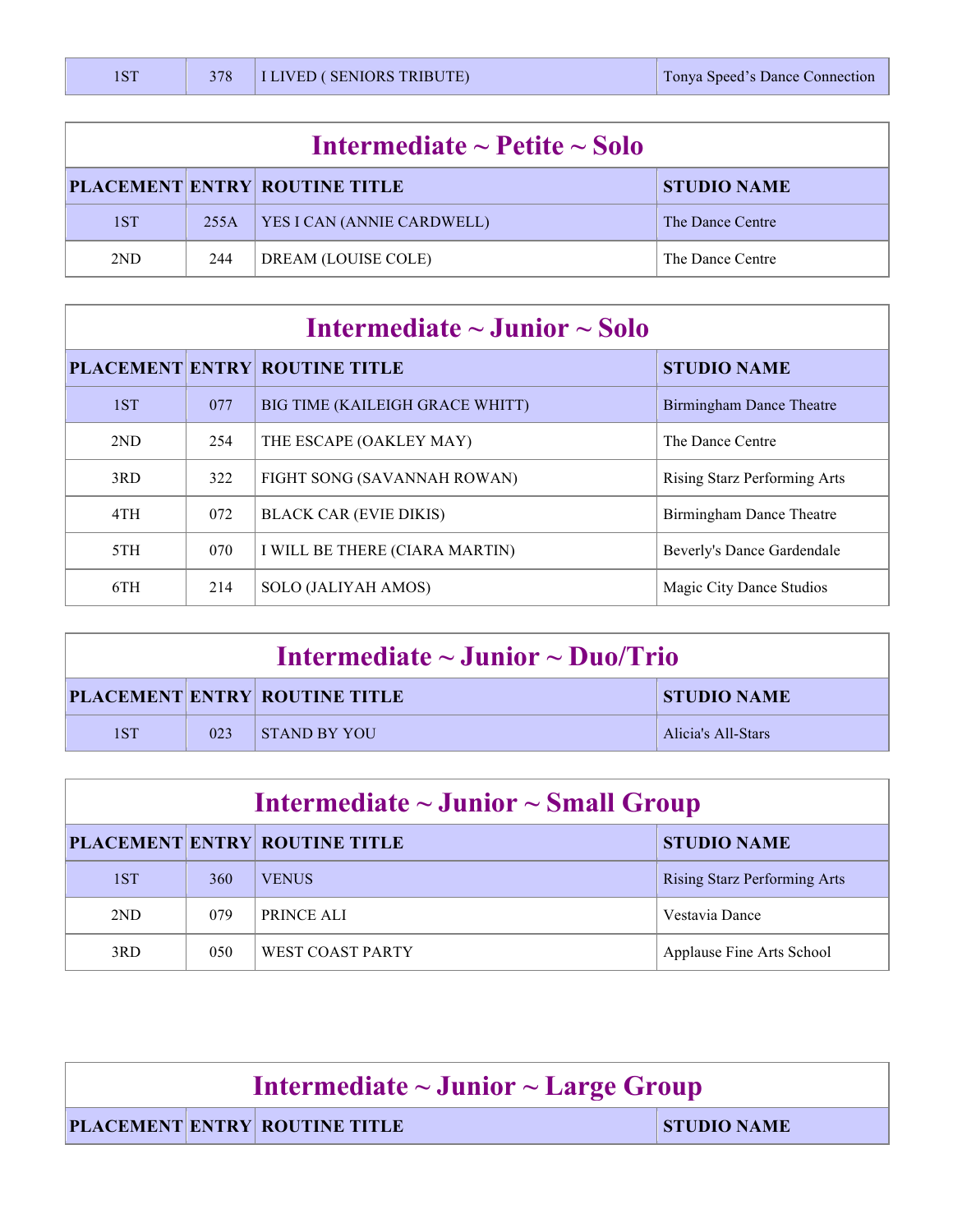| | | | |
|---|---|---|---|
| 1ST | 378 | I LIVED ( SENIORS TRIBUTE) | Tonya Speed’s Dance Connection |

## Intermediate ~ Petite ~ Solo

| PLACEMENT | ENTRY | ROUTINE TITLE | STUDIO NAME |
|---|---|---|---|
| 1ST | 255A | YES I CAN (ANNIE CARDWELL) | The Dance Centre |
| 2ND | 244 | DREAM (LOUISE COLE) | The Dance Centre |

## Intermediate ~ Junior ~ Solo

| PLACEMENT | ENTRY | ROUTINE TITLE | STUDIO NAME |
|---|---|---|---|
| 1ST | 077 | BIG TIME (KAILEIGH GRACE WHITT) | Birmingham Dance Theatre |
| 2ND | 254 | THE ESCAPE (OAKLEY MAY) | The Dance Centre |
| 3RD | 322 | FIGHT SONG (SAVANNAH ROWAN) | Rising Starz Performing Arts |
| 4TH | 072 | BLACK CAR (EVIE DIKIS) | Birmingham Dance Theatre |
| 5TH | 070 | I WILL BE THERE (CIARA MARTIN) | Beverly's Dance Gardendale |
| 6TH | 214 | SOLO (JALIYAH AMOS) | Magic City Dance Studios |

## Intermediate ~ Junior ~ Duo/Trio

| PLACEMENT | ENTRY | ROUTINE TITLE | STUDIO NAME |
|---|---|---|---|
| 1ST | 023 | STAND BY YOU | Alicia's All-Stars |

## Intermediate ~ Junior ~ Small Group

| PLACEMENT | ENTRY | ROUTINE TITLE | STUDIO NAME |
|---|---|---|---|
| 1ST | 360 | VENUS | Rising Starz Performing Arts |
| 2ND | 079 | PRINCE ALI | Vestavia Dance |
| 3RD | 050 | WEST COAST PARTY | Applause Fine Arts School |

## Intermediate ~ Junior ~ Large Group

| PLACEMENT | ENTRY | ROUTINE TITLE | STUDIO NAME |
|---|---|---|---|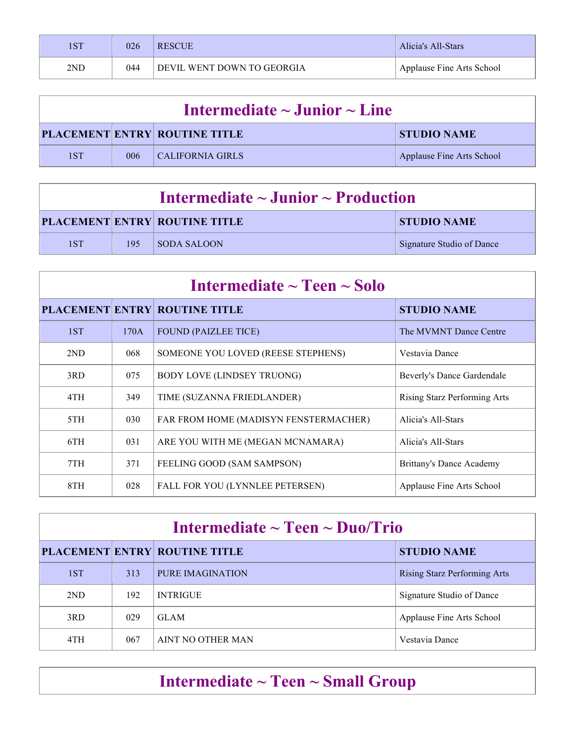| | | | |
|---|---|---|---|
| 1ST | 026 | RESCUE | Alicia's All-Stars |
| 2ND | 044 | DEVIL WENT DOWN TO GEORGIA | Applause Fine Arts School |

## Intermediate ~ Junior ~ Line

| PLACEMENT | ENTRY | ROUTINE TITLE | STUDIO NAME |
|---|---|---|---|
| 1ST | 006 | CALIFORNIA GIRLS | Applause Fine Arts School |

## Intermediate ~ Junior ~ Production

| PLACEMENT | ENTRY | ROUTINE TITLE | STUDIO NAME |
|---|---|---|---|
| 1ST | 195 | SODA SALOON | Signature Studio of Dance |

## Intermediate ~ Teen ~ Solo

| PLACEMENT | ENTRY | ROUTINE TITLE | STUDIO NAME |
|---|---|---|---|
| 1ST | 170A | FOUND (PAIZLEE TICE) | The MVMNT Dance Centre |
| 2ND | 068 | SOMEONE YOU LOVED (REESE STEPHENS) | Vestavia Dance |
| 3RD | 075 | BODY LOVE (LINDSEY TRUONG) | Beverly's Dance Gardendale |
| 4TH | 349 | TIME (SUZANNA FRIEDLANDER) | Rising Starz Performing Arts |
| 5TH | 030 | FAR FROM HOME (MADISYN FENSTERMACHER) | Alicia's All-Stars |
| 6TH | 031 | ARE YOU WITH ME (MEGAN MCNAMARA) | Alicia's All-Stars |
| 7TH | 371 | FEELING GOOD (SAM SAMPSON) | Brittany's Dance Academy |
| 8TH | 028 | FALL FOR YOU (LYNNLEE PETERSEN) | Applause Fine Arts School |

## Intermediate ~ Teen ~ Duo/Trio

| PLACEMENT | ENTRY | ROUTINE TITLE | STUDIO NAME |
|---|---|---|---|
| 1ST | 313 | PURE IMAGINATION | Rising Starz Performing Arts |
| 2ND | 192 | INTRIGUE | Signature Studio of Dance |
| 3RD | 029 | GLAM | Applause Fine Arts School |
| 4TH | 067 | AINT NO OTHER MAN | Vestavia Dance |

## Intermediate ~ Teen ~ Small Group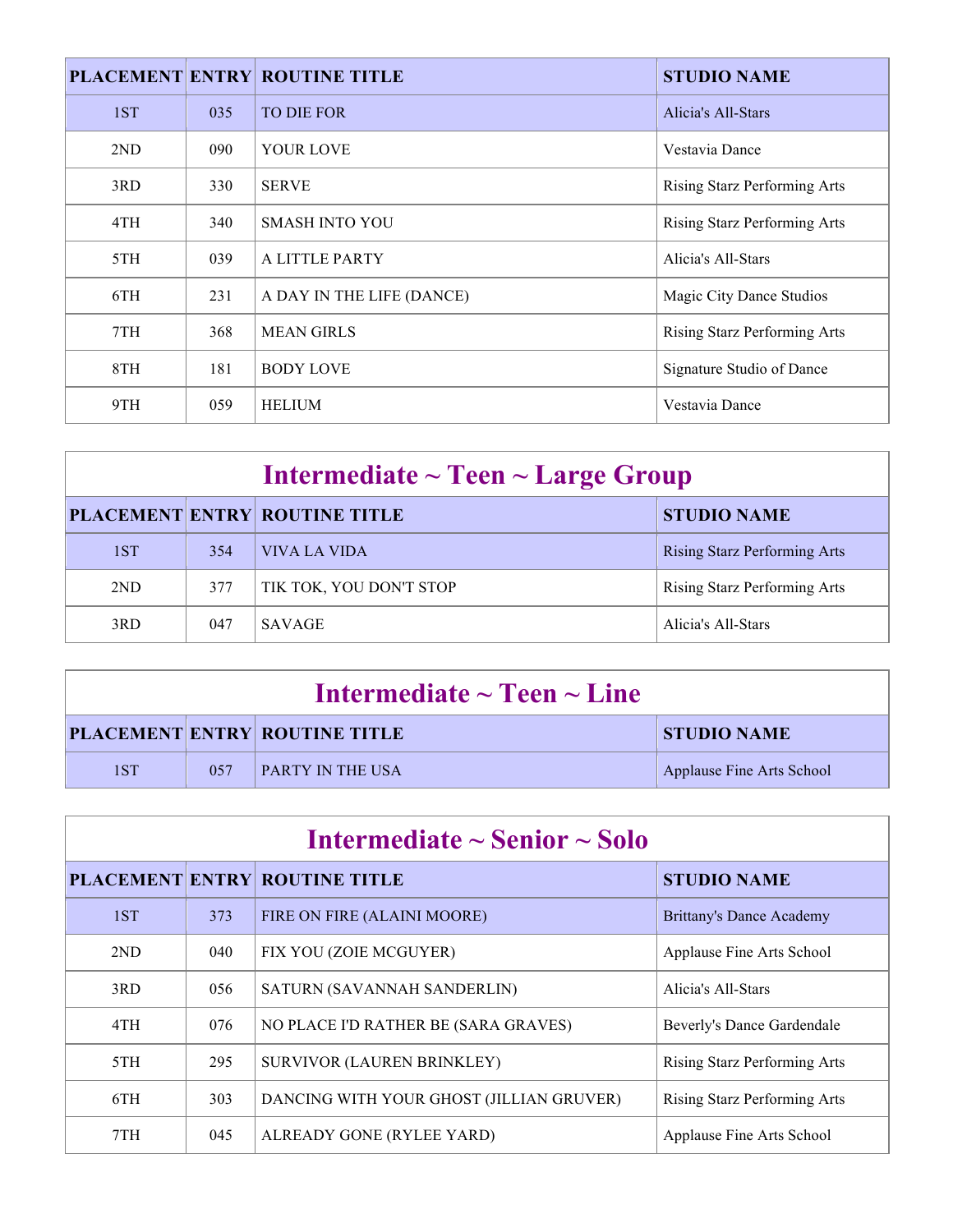| PLACEMENT | ENTRY | ROUTINE TITLE | STUDIO NAME |
|---|---|---|---|
| 1ST | 035 | TO DIE FOR | Alicia's All-Stars |
| 2ND | 090 | YOUR LOVE | Vestavia Dance |
| 3RD | 330 | SERVE | Rising Starz Performing Arts |
| 4TH | 340 | SMASH INTO YOU | Rising Starz Performing Arts |
| 5TH | 039 | A LITTLE PARTY | Alicia's All-Stars |
| 6TH | 231 | A DAY IN THE LIFE (DANCE) | Magic City Dance Studios |
| 7TH | 368 | MEAN GIRLS | Rising Starz Performing Arts |
| 8TH | 181 | BODY LOVE | Signature Studio of Dance |
| 9TH | 059 | HELIUM | Vestavia Dance |

## Intermediate ~ Teen ~ Large Group

| PLACEMENT | ENTRY | ROUTINE TITLE | STUDIO NAME |
|---|---|---|---|
| 1ST | 354 | VIVA LA VIDA | Rising Starz Performing Arts |
| 2ND | 377 | TIK TOK, YOU DON'T STOP | Rising Starz Performing Arts |
| 3RD | 047 | SAVAGE | Alicia's All-Stars |

## Intermediate ~ Teen ~ Line

| PLACEMENT | ENTRY | ROUTINE TITLE | STUDIO NAME |
|---|---|---|---|
| 1ST | 057 | PARTY IN THE USA | Applause Fine Arts School |

## Intermediate ~ Senior ~ Solo

| PLACEMENT | ENTRY | ROUTINE TITLE | STUDIO NAME |
|---|---|---|---|
| 1ST | 373 | FIRE ON FIRE (ALAINI MOORE) | Brittany's Dance Academy |
| 2ND | 040 | FIX YOU (ZOIE MCGUYER) | Applause Fine Arts School |
| 3RD | 056 | SATURN (SAVANNAH SANDERLIN) | Alicia's All-Stars |
| 4TH | 076 | NO PLACE I'D RATHER BE (SARA GRAVES) | Beverly's Dance Gardendale |
| 5TH | 295 | SURVIVOR (LAUREN BRINKLEY) | Rising Starz Performing Arts |
| 6TH | 303 | DANCING WITH YOUR GHOST (JILLIAN GRUVER) | Rising Starz Performing Arts |
| 7TH | 045 | ALREADY GONE (RYLEE YARD) | Applause Fine Arts School |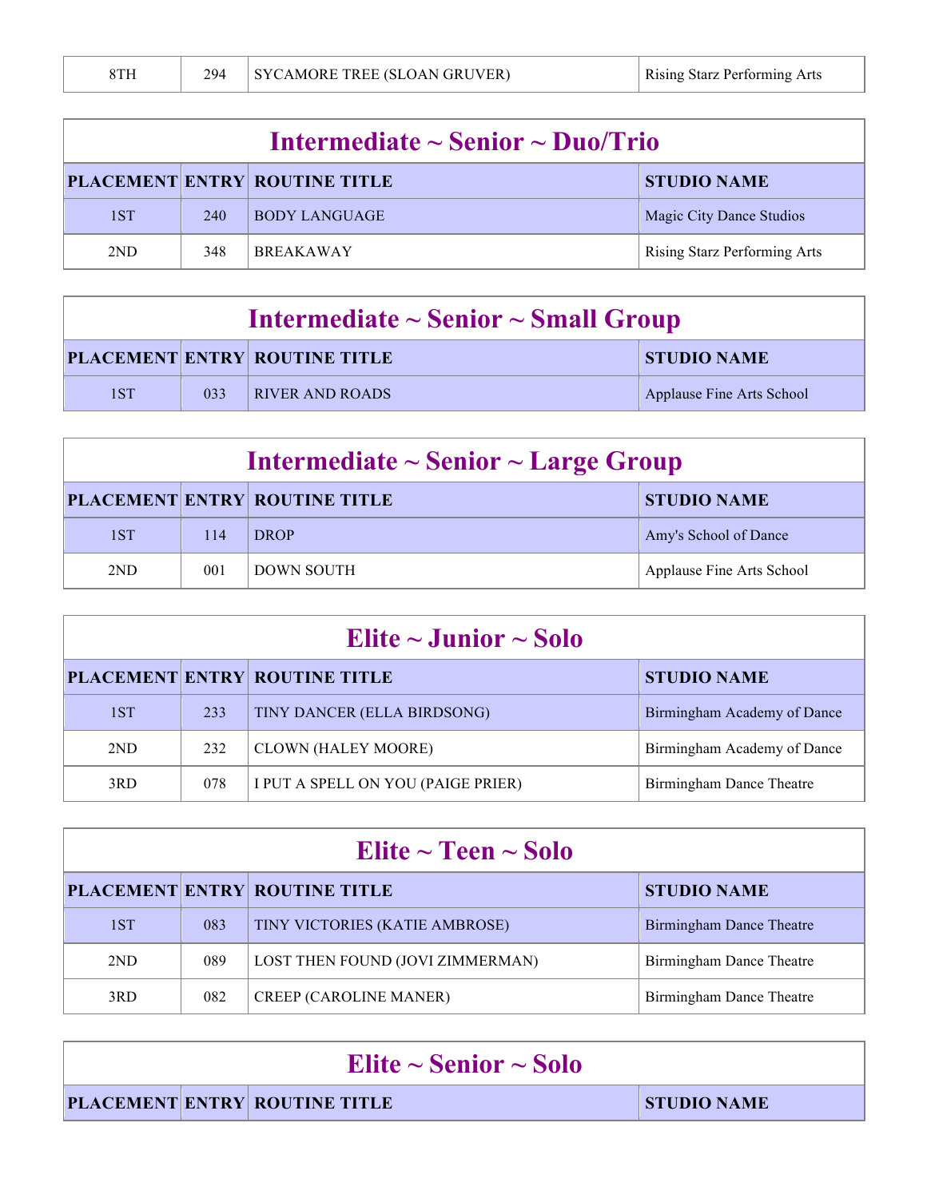| | | | |
|---|---|---|---|
| 8TH | 294 | SYCAMORE TREE (SLOAN GRUVER) | Rising Starz Performing Arts |

## Intermediate ~ Senior ~ Duo/Trio

| PLACEMENT | ENTRY | ROUTINE TITLE | STUDIO NAME |
|---|---|---|---|
| 1ST | 240 | BODY LANGUAGE | Magic City Dance Studios |
| 2ND | 348 | BREAKAWAY | Rising Starz Performing Arts |

## Intermediate ~ Senior ~ Small Group

| PLACEMENT | ENTRY | ROUTINE TITLE | STUDIO NAME |
|---|---|---|---|
| 1ST | 033 | RIVER AND ROADS | Applause Fine Arts School |

## Intermediate ~ Senior ~ Large Group

| PLACEMENT | ENTRY | ROUTINE TITLE | STUDIO NAME |
|---|---|---|---|
| 1ST | 114 | DROP | Amy's School of Dance |
| 2ND | 001 | DOWN SOUTH | Applause Fine Arts School |

## Elite ~ Junior ~ Solo

| PLACEMENT | ENTRY | ROUTINE TITLE | STUDIO NAME |
|---|---|---|---|
| 1ST | 233 | TINY DANCER (ELLA BIRDSONG) | Birmingham Academy of Dance |
| 2ND | 232 | CLOWN (HALEY MOORE) | Birmingham Academy of Dance |
| 3RD | 078 | I PUT A SPELL ON YOU (PAIGE PRIER) | Birmingham Dance Theatre |

## Elite ~ Teen ~ Solo

| PLACEMENT | ENTRY | ROUTINE TITLE | STUDIO NAME |
|---|---|---|---|
| 1ST | 083 | TINY VICTORIES (KATIE AMBROSE) | Birmingham Dance Theatre |
| 2ND | 089 | LOST THEN FOUND (JOVI ZIMMERMAN) | Birmingham Dance Theatre |
| 3RD | 082 | CREEP (CAROLINE MANER) | Birmingham Dance Theatre |

## Elite ~ Senior ~ Solo

| PLACEMENT | ENTRY | ROUTINE TITLE | STUDIO NAME |
|---|---|---|---|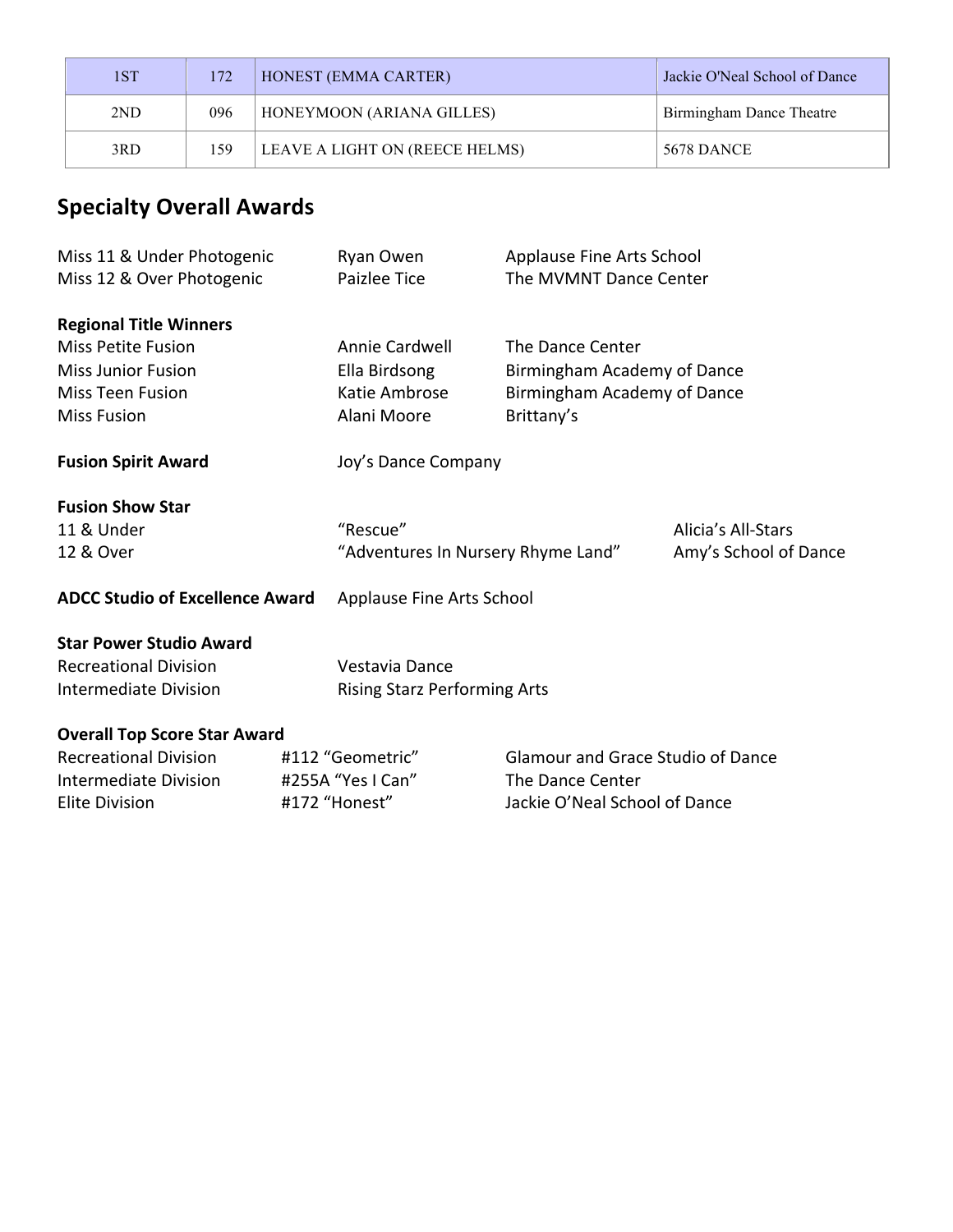| | | | |
|---|---|---|---|
| 1ST | 172 | HONEST (EMMA CARTER) | Jackie O'Neal School of Dance |
| 2ND | 096 | HONEYMOON (ARIANA GILLES) | Birmingham Dance Theatre |
| 3RD | 159 | LEAVE A LIGHT ON (REECE HELMS) | 5678 DANCE |

## Specialty Overall Awards

| | | |
|---|---|---|
| Miss 11 & Under Photogenic | Ryan Owen | Applause Fine Arts School |
| Miss 12 & Over Photogenic | Paizlee Tice | The MVMNT Dance Center |

**Regional Title Winners**

| | | |
|---|---|---|
| Miss Petite Fusion | Annie Cardwell | The Dance Center |
| Miss Junior Fusion | Ella Birdsong | Birmingham Academy of Dance |
| Miss Teen Fusion | Katie Ambrose | Birmingham Academy of Dance |
| Miss Fusion | Alani Moore | Brittany's |

**Fusion Spirit Award** Joy's Dance Company

**Fusion Show Star**

| | | |
|---|---|---|
| 11 & Under | "Rescue" | Alicia's All-Stars |
| 12 & Over | "Adventures In Nursery Rhyme Land" | Amy's School of Dance |

**ADCC Studio of Excellence Award** Applause Fine Arts School

**Star Power Studio Award**

| | |
|---|---|
| Recreational Division | Vestavia Dance |
| Intermediate Division | Rising Starz Performing Arts |

**Overall Top Score Star Award**

| | | |
|---|---|---|
| Recreational Division | #112 "Geometric" | Glamour and Grace Studio of Dance |
| Intermediate Division | #255A "Yes I Can" | The Dance Center |
| Elite Division | #172 "Honest" | Jackie O'Neal School of Dance |